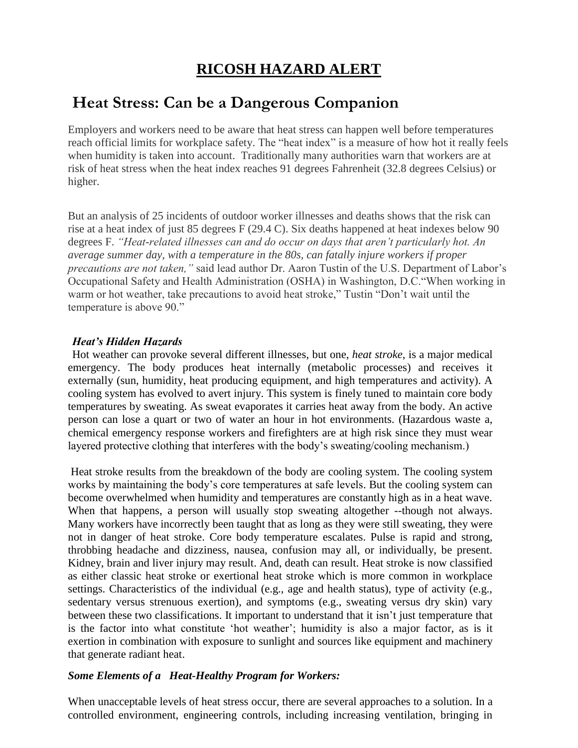# **RICOSH HAZARD ALERT**

## Heat Stress: Can be a Dangerous Companion

Employers and workers need to be aware that heat stress can happen well before temperatures reach official limits for workplace safety. The "heat index" is a measure of how hot it really feels when humidity is taken into account. Traditionally many authorities warn that workers are at risk of heat stress when the heat index reaches 91 degrees Fahrenheit (32.8 degrees Celsius) or higher.

But an analysis of 25 incidents of outdoor worker illnesses and deaths shows that the risk can rise at a heat index of just 85 degrees F (29.4 C). Six deaths happened at heat indexes below 90 degrees F. *"Heat-related illnesses can and do occur on days that aren't particularly hot. An average summer day, with a temperature in the 80s, can fatally injure workers if proper precautions are not taken,"* said lead author Dr. Aaron Tustin of the U.S. Department of Labor's Occupational Safety and Health Administration (OSHA) in Washington, D.C."When working in warm or hot weather, take precautions to avoid heat stroke," Tustin "Don't wait until the temperature is above 90."

### *Heat's Hidden Hazards*

Hot weather can provoke several different illnesses, but one, *heat stroke*, is a major medical emergency. The body produces heat internally (metabolic processes) and receives it externally (sun, humidity, heat producing equipment, and high temperatures and activity). A cooling system has evolved to avert injury. This system is finely tuned to maintain core body temperatures by sweating. As sweat evaporates it carries heat away from the body. An active person can lose a quart or two of water an hour in hot environments. (Hazardous waste a, chemical emergency response workers and firefighters are at high risk since they must wear layered protective clothing that interferes with the body's sweating/cooling mechanism.)

Heat stroke results from the breakdown of the body are cooling system. The cooling system works by maintaining the body's core temperatures at safe levels. But the cooling system can become overwhelmed when humidity and temperatures are constantly high as in a heat wave. When that happens, a person will usually stop sweating altogether --though not always. Many workers have incorrectly been taught that as long as they were still sweating, they were not in danger of heat stroke. Core body temperature escalates. Pulse is rapid and strong, throbbing headache and dizziness, nausea, confusion may all, or individually, be present. Kidney, brain and liver injury may result. And, death can result. Heat stroke is now classified as either classic heat stroke or exertional heat stroke which is more common in workplace settings. Characteristics of the individual (e.g., age and health status), type of activity (e.g., sedentary versus strenuous exertion), and symptoms (e.g., sweating versus dry skin) vary between these two classifications. It important to understand that it isn't just temperature that is the factor into what constitute 'hot weather'; humidity is also a major factor, as is it exertion in combination with exposure to sunlight and sources like equipment and machinery that generate radiant heat.

### *Some Elements of a Heat-Healthy Program for Workers:*

When unacceptable levels of heat stress occur, there are several approaches to a solution. In a controlled environment, engineering controls, including increasing ventilation, bringing in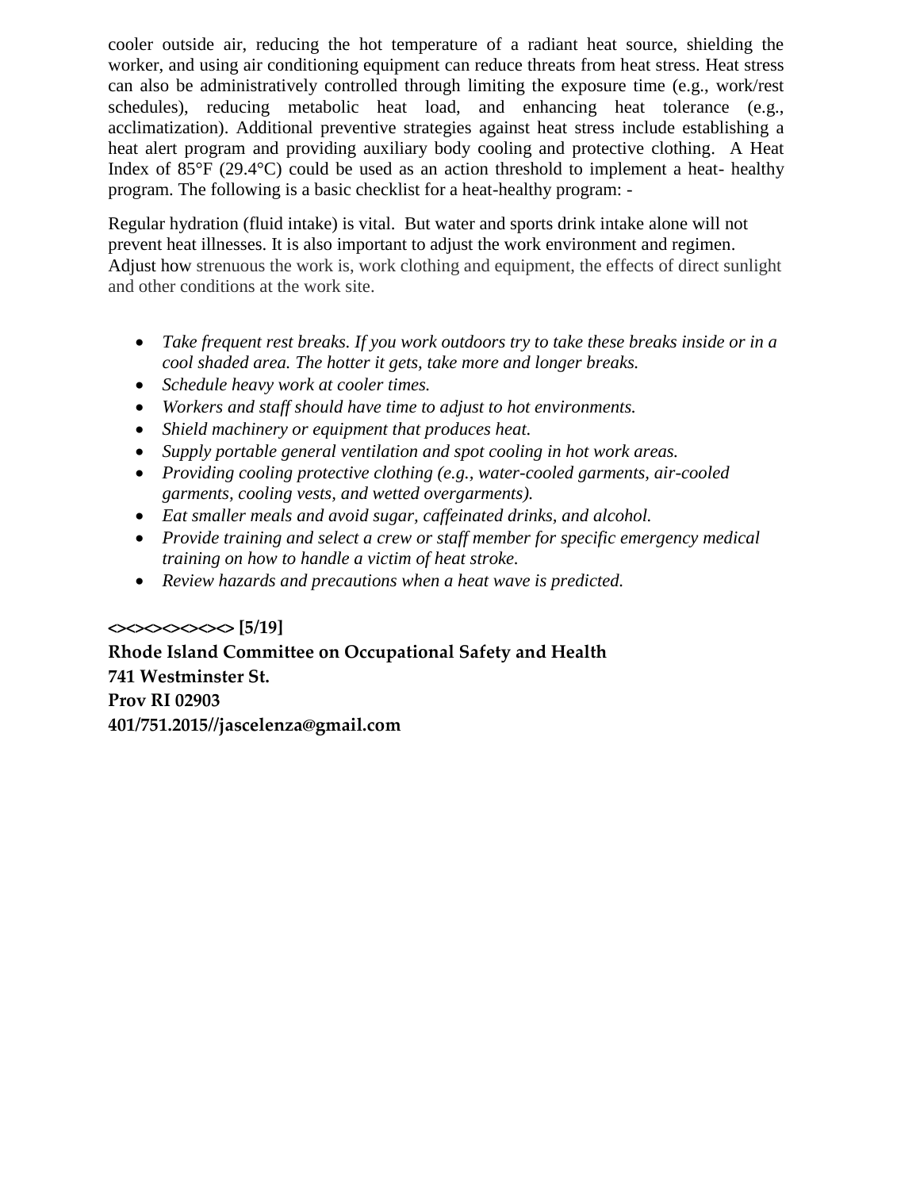cooler outside air, reducing the hot temperature of a radiant heat source, shielding the worker, and using air conditioning equipment can reduce threats from heat stress. Heat stress can also be administratively controlled through limiting the exposure time (e.g., work/rest schedules), reducing metabolic heat load, and enhancing heat tolerance (e.g., acclimatization). Additional preventive strategies against heat stress include establishing a heat alert program and providing auxiliary body cooling and protective clothing. A Heat Index of 85°F (29.4°C) could be used as an action threshold to implement a heat- healthy program. The following is a basic checklist for a heat-healthy program: -

Regular hydration (fluid intake) is vital. But water and sports drink intake alone will not prevent heat illnesses. It is also important to adjust the work environment and regimen. Adjust how strenuous the work is, work clothing and equipment, the effects of direct sunlight and other conditions at the work site.

- *Take frequent rest breaks. If you work outdoors try to take these breaks inside or in a cool shaded area. The hotter it gets, take more and longer breaks.*
- *Schedule heavy work at cooler times.*
- *Workers and staff should have time to adjust to hot environments.*
- *Shield machinery or equipment that produces heat.*
- *Supply portable general ventilation and spot cooling in hot work areas.*
- *Providing cooling protective clothing (e.g., water-cooled garments, air-cooled garments, cooling vests, and wetted overgarments).*
- *Eat smaller meals and avoid sugar, caffeinated drinks, and alcohol.*
- *Provide training and select a crew or staff member for specific emergency medical training on how to handle a victim of heat stroke.*
- *Review hazards and precautions when a heat wave is predicted.*

**<><><><><><> [5/19]**

**Rhode Island Committee on Occupational Safety and Health**
**741 Westminster St.**
**Prov RI 02903**
**401/751.2015//jascelenza@gmail.com**